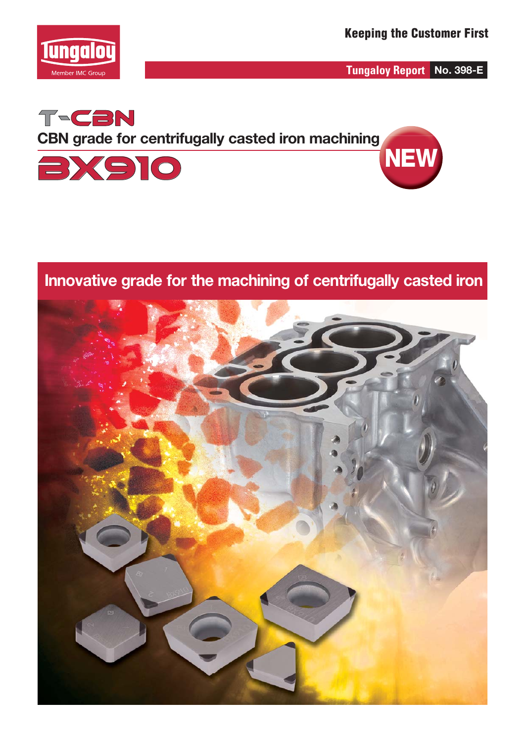Tungaloy

Member IMC Group

Keeping the Customer First

Tungaloy Report No. 398-E

# T-CBN

## CBN grade for centrifugally casted iron machining

# BX910

NEW

## Innovative grade for the machining of centrifugally casted iron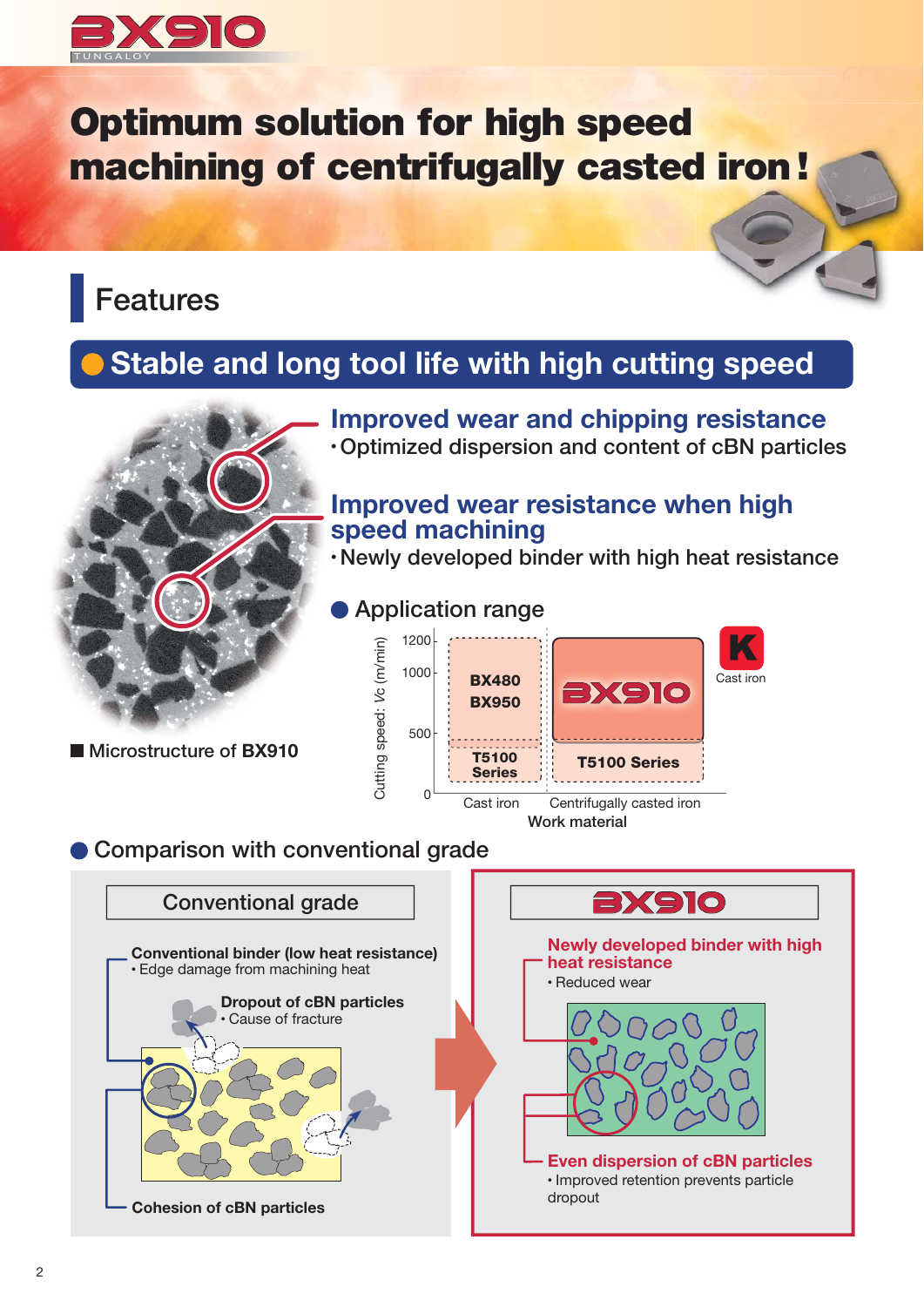# Optimum solution for high speed machining of centrifugally casted iron!

## Features

### ● Stable and long tool life with high cutting speed

**Improved wear and chipping resistance**

・Optimized dispersion and content of cBN particles

**Improved wear resistance when high speed machining**

・Newly developed binder with high heat resistance

■ Microstructure of BX910

#### ● Application range

| Cutting speed: $Vc$ (m/min) | Cast iron | Centrifugally casted iron |
|---|---|---|
| 500–1200 | BX480 BX950 | BX910 |
| 0–500 | T5100 Series | T5100 Series |

Work material

K Cast iron

#### ● Comparison with conventional grade

**Conventional grade**

**Conventional binder (low heat resistance)**
• Edge damage from machining heat

**Dropout of cBN particles**
• Cause of fracture

**Cohesion of cBN particles**

**BX910**

**Newly developed binder with high heat resistance**
• Reduced wear

**Even dispersion of cBN particles**
• Improved retention prevents particle dropout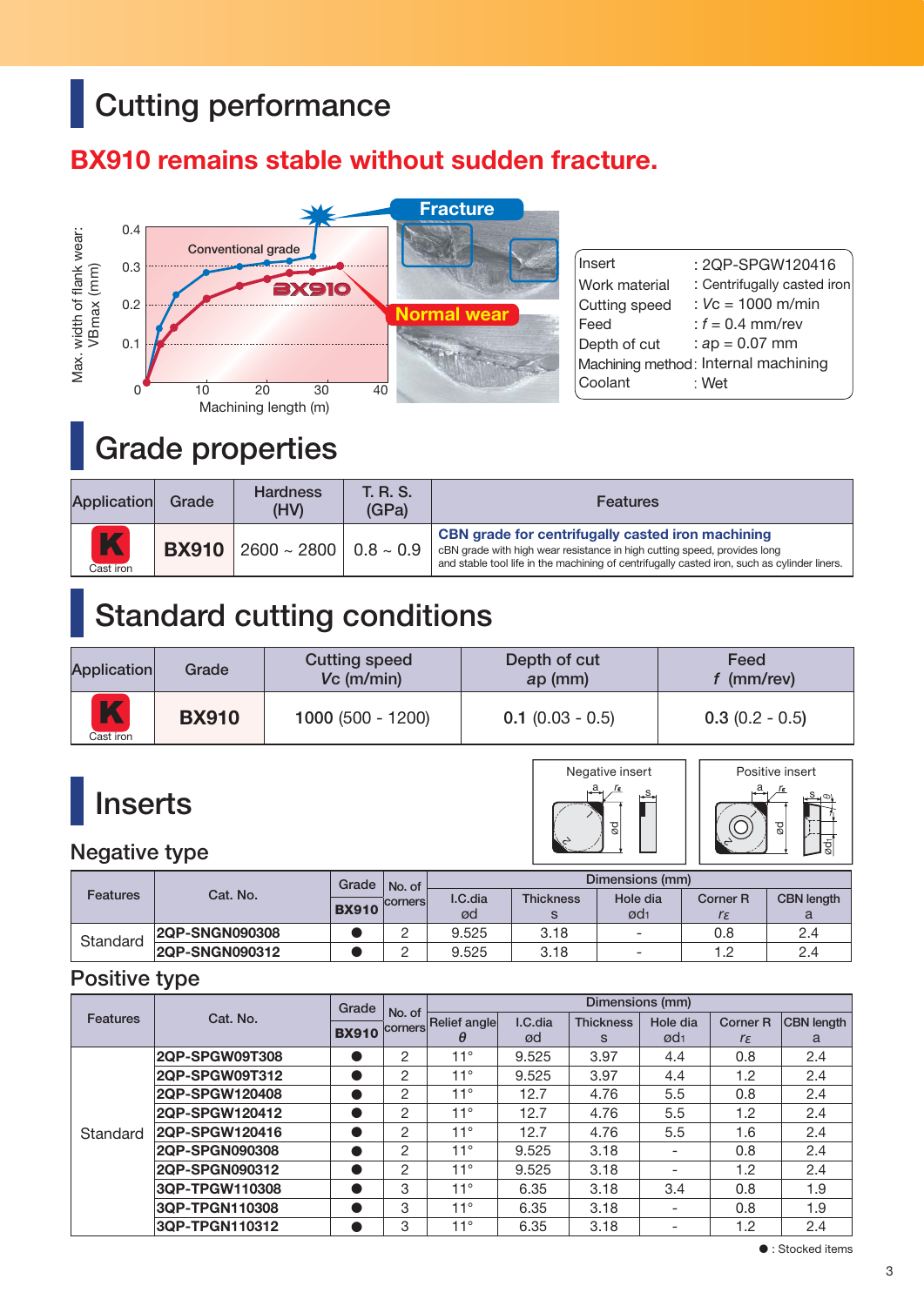# Cutting performance

## BX910 remains stable without sudden fracture.

| | |
|---|---|
| Insert | : 2QP-SPGW120416 |
| Work material | : Centrifugally casted iron |
| Cutting speed | : $Vc$ = 1000 m/min |
| Feed | : $f$ = 0.4 mm/rev |
| Depth of cut | : $ap$ = 0.07 mm |
| Machining method | : Internal machining |
| Coolant | : Wet |

# Grade properties

| Application | Grade | Hardness (HV) | T. R. S. (GPa) | Features |
|---|---|---|---|---|
| K Cast iron | BX910 | 2600 ~ 2800 | 0.8 ~ 0.9 | **CBN grade for centrifugally casted iron machining** cBN grade with high wear resistance in high cutting speed, provides long and stable tool life in the machining of centrifugally casted iron, such as cylinder liners. |

# Standard cutting conditions

| Application | Grade | Cutting speed $Vc$ (m/min) | Depth of cut $ap$ (mm) | Feed $f$ (mm/rev) |
|---|---|---|---|---|
| K Cast iron | **BX910** | **1000** (500 - 1200) | **0.1** (0.03 - 0.5) | **0.3** (0.2 - 0.5) |

# Inserts

## Negative type

| Features | Cat. No. | Grade BX910 | No. of corners | I.C.dia ød | Thickness s | Hole dia ød1 | Corner R $r_\varepsilon$ | CBN length a |
|---|---|---|---|---|---|---|---|---|
| Standard | 2QP-SNGN090308 | ● | 2 | 9.525 | 3.18 | - | 0.8 | 2.4 |
| | 2QP-SNGN090312 | ● | 2 | 9.525 | 3.18 | - | 1.2 | 2.4 |

## Positive type

| Features | Cat. No. | Grade BX910 | No. of corners | Relief angle θ | I.C.dia ød | Thickness s | Hole dia ød1 | Corner R $r_\varepsilon$ | CBN length a |
|---|---|---|---|---|---|---|---|---|---|
| Standard | 2QP-SPGW09T308 | ● | 2 | 11° | 9.525 | 3.97 | 4.4 | 0.8 | 2.4 |
| | 2QP-SPGW09T312 | ● | 2 | 11° | 9.525 | 3.97 | 4.4 | 1.2 | 2.4 |
| | 2QP-SPGW120408 | ● | 2 | 11° | 12.7 | 4.76 | 5.5 | 0.8 | 2.4 |
| | 2QP-SPGW120412 | ● | 2 | 11° | 12.7 | 4.76 | 5.5 | 1.2 | 2.4 |
| | 2QP-SPGW120416 | ● | 2 | 11° | 12.7 | 4.76 | 5.5 | 1.6 | 2.4 |
| | 2QP-SPGN090308 | ● | 2 | 11° | 9.525 | 3.18 | - | 0.8 | 2.4 |
| | 2QP-SPGN090312 | ● | 2 | 11° | 9.525 | 3.18 | - | 1.2 | 2.4 |
| | 3QP-TPGW110308 | ● | 3 | 11° | 6.35 | 3.18 | 3.4 | 0.8 | 1.9 |
| | 3QP-TPGN110308 | ● | 3 | 11° | 6.35 | 3.18 | - | 0.8 | 1.9 |
| | 3QP-TPGN110312 | ● | 3 | 11° | 6.35 | 3.18 | - | 1.2 | 2.4 |

● : Stocked items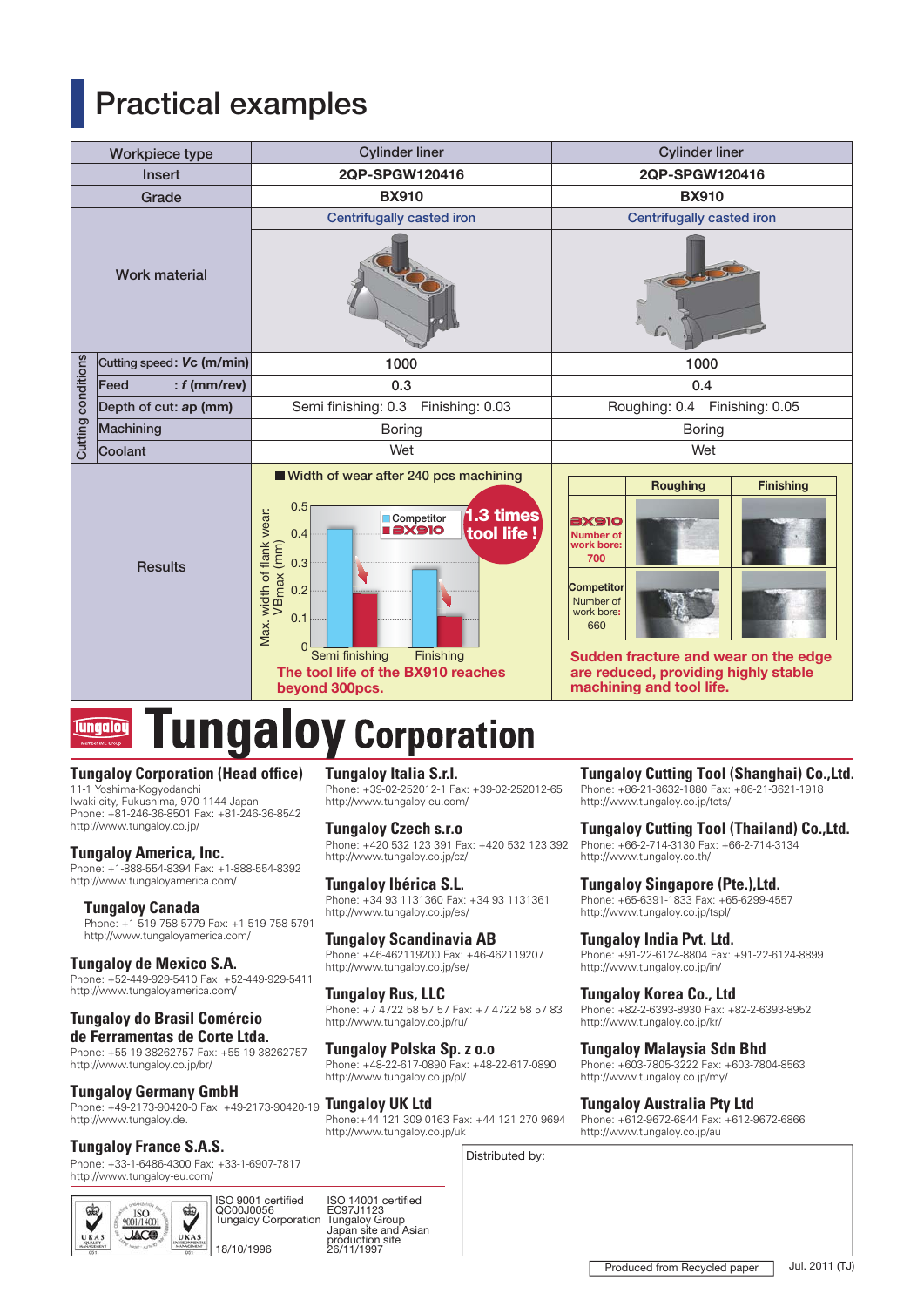# Practical examples

| Workpiece type | Cylinder liner | Cylinder liner |
|---|---|---|
| Insert | **2QP-SPGW120416** | **2QP-SPGW120416** |
| Grade | **BX910** | **BX910** |
| Work material | Centrifugally casted iron | Centrifugally casted iron |
| Cutting conditions: Cutting speed: *Vc* (m/min) | 1000 | 1000 |
| Feed : *f* (mm/rev) | 0.3 | 0.4 |
| Depth of cut: *ap* (mm) | Semi finishing: 0.3 Finishing: 0.03 | Roughing: 0.4 Finishing: 0.05 |
| Machining | Boring | Boring |
| Coolant | Wet | Wet |
| Results | (see below) | (see below) |

**Results (left):**

■ Width of wear after 240 pcs machining

Max. width of flank wear: VBmax (mm)

0.5
0.4
0.3
0.2
0.1
0

Competitor
BX910

1.3 times tool life !

Semi finishing
Finishing

The tool life of the BX910 reaches beyond 300pcs.

**Results (right):**

| | Roughing | Finishing |
|---|---|---|
| BX910 Number of work bore: 700 | | |
| Competitor Number of work bore: 660 | | |

Sudden fracture and wear on the edge are reduced, providing highly stable machining and tool life.

# Tungaloy Corporation

**Tungaloy Corporation (Head office)**
11-1 Yoshima-Kogyodanchi
Iwaki-city, Fukushima, 970-1144 Japan
Phone: +81-246-36-8501 Fax: +81-246-36-8542
http://www.tungaloy.co.jp/

**Tungaloy America, Inc.**
Phone: +1-888-554-8394 Fax: +1-888-554-8392
http://www.tungaloyamerica.com/

**Tungaloy Canada**
Phone: +1-519-758-5779 Fax: +1-519-758-5791
http://www.tungaloyamerica.com/

**Tungaloy de Mexico S.A.**
Phone: +52-449-929-5410 Fax: +52-449-929-5411
http://www.tungaloyamerica.com/

**Tungaloy do Brasil Comércio de Ferramentas de Corte Ltda.**
Phone: +55-19-38262757 Fax: +55-19-38262757
http://www.tungaloy.co.jp/br/

**Tungaloy Germany GmbH**
Phone: +49-2173-90420-0 Fax: +49-2173-90420-19
http://www.tungaloy.de.

**Tungaloy France S.A.S.**
Phone: +33-1-6486-4300 Fax: +33-1-6907-7817
http://www.tungaloy-eu.com/

**Tungaloy Italia S.r.l.**
Phone: +39-02-252012-1 Fax: +39-02-252012-65
http://www.tungaloy-eu.com/

**Tungaloy Czech s.r.o**
Phone: +420 532 123 391 Fax: +420 532 123 392
http://www.tungaloy.co.jp/cz/

**Tungaloy Ibérica S.L.**
Phone: +34 93 1131360 Fax: +34 93 1131361
http://www.tungaloy.co.jp/es/

**Tungaloy Scandinavia AB**
Phone: +46-462119200 Fax: +46-462119207
http://www.tungaloy.co.jp/se/

**Tungaloy Rus, LLC**
Phone: +7 4722 58 57 57 Fax: +7 4722 58 57 83
http://www.tungaloy.co.jp/ru/

**Tungaloy Polska Sp. z o.o**
Phone: +48-22-617-0890 Fax: +48-22-617-0890
http://www.tungaloy.co.jp/pl/

**Tungaloy UK Ltd**
Phone:+44 121 309 0163 Fax: +44 121 270 9694
http://www.tungaloy.co.jp/uk

**Tungaloy Cutting Tool (Shanghai) Co.,Ltd.**
Phone: +86-21-3632-1880 Fax: +86-21-3621-1918
http://www.tungaloy.co.jp/tcts/

**Tungaloy Cutting Tool (Thailand) Co.,Ltd.**
Phone: +66-2-714-3130 Fax: +66-2-714-3134
http://www.tungaloy.co.th/

**Tungaloy Singapore (Pte.),Ltd.**
Phone: +65-6391-1833 Fax: +65-6299-4557
http://www.tungaloy.co.jp/tspl/

**Tungaloy India Pvt. Ltd.**
Phone: +91-22-6124-8804 Fax: +91-22-6124-8899
http://www.tungaloy.co.jp/in/

**Tungaloy Korea Co., Ltd**
Phone: +82-2-6393-8930 Fax: +82-2-6393-8952
http://www.tungaloy.co.jp/kr/

**Tungaloy Malaysia Sdn Bhd**
Phone: +603-7805-3222 Fax: +603-7804-8563
http://www.tungaloy.co.jp/my/

**Tungaloy Australia Pty Ltd**
Phone: +612-9672-6844 Fax: +612-9672-6866
http://www.tungaloy.co.jp/au

ISO 9001 certified
QC00J0056
Tungaloy Corporation
18/10/1996

ISO 14001 certified
EC97J1123
Tungaloy Group
Japan site and Asian production site
26/11/1997

Distributed by:

Produced from Recycled paper

Jul. 2011 (TJ)